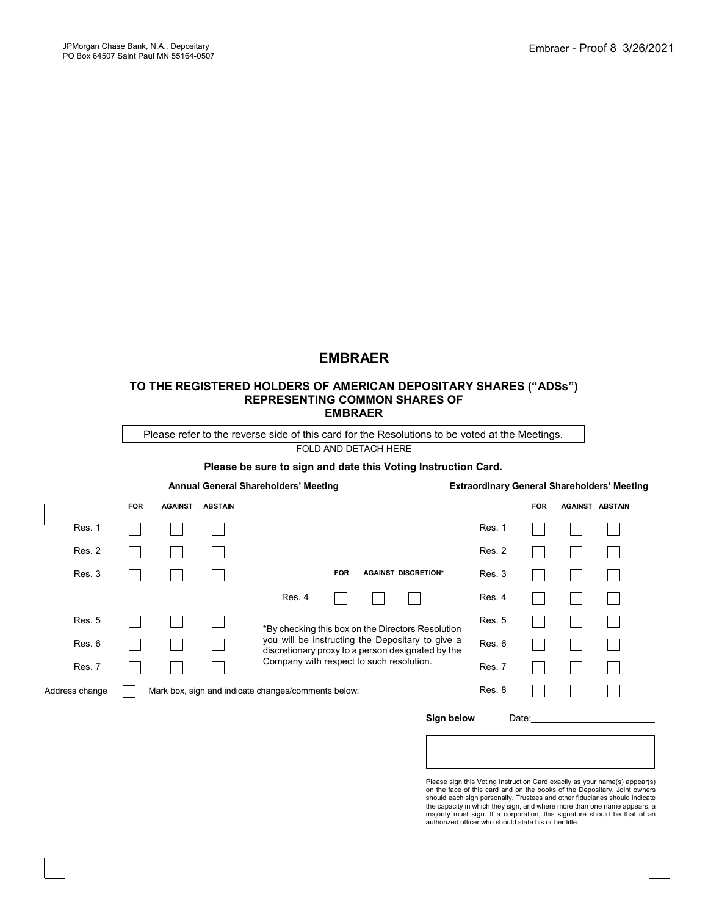JPMorgan Chase Bank, N.A., Depositary
PO Box 64507 Saint Paul MN 55164-0507

Embraer - Proof 8 3/26/2021

# EMBRAER

## TO THE REGISTERED HOLDERS OF AMERICAN DEPOSITARY SHARES ("ADSs") REPRESENTING COMMON SHARES OF EMBRAER

Please refer to the reverse side of this card for the Resolutions to be voted at the Meetings.

FOLD AND DETACH HERE

**Please be sure to sign and date this Voting Instruction Card.**

**Annual General Shareholders' Meeting**

| | FOR | AGAINST | ABSTAIN |
|---|---|---|---|
| Res. 1 | ☐ | ☐ | ☐ |
| Res. 2 | ☐ | ☐ | ☐ |
| Res. 3 | ☐ | ☐ | ☐ |
| Res. 5 | ☐ | ☐ | ☐ |
| Res. 6 | ☐ | ☐ | ☐ |
| Res. 7 | ☐ | ☐ | ☐ |

| | FOR | AGAINST | DISCRETION* |
|---|---|---|---|
| Res. 4 | ☐ | ☐ | ☐ |

*By checking this box on the Directors Resolution you will be instructing the Depositary to give a discretionary proxy to a person designated by the Company with respect to such resolution.

**Extraordinary General Shareholders' Meeting**

| | FOR | AGAINST | ABSTAIN |
|---|---|---|---|
| Res. 1 | ☐ | ☐ | ☐ |
| Res. 2 | ☐ | ☐ | ☐ |
| Res. 3 | ☐ | ☐ | ☐ |
| Res. 4 | ☐ | ☐ | ☐ |
| Res. 5 | ☐ | ☐ | ☐ |
| Res. 6 | ☐ | ☐ | ☐ |
| Res. 7 | ☐ | ☐ | ☐ |
| Res. 8 | ☐ | ☐ | ☐ |

Address change ☐ Mark box, sign and indicate changes/comments below:

**Sign below** Date:\_\_\_\_\_\_\_\_\_\_\_\_\_\_\_\_\_\_\_\_

Please sign this Voting Instruction Card exactly as your name(s) appear(s) on the face of this card and on the books of the Depositary. Joint owners should each sign personally. Trustees and other fiduciaries should indicate the capacity in which they sign, and where more than one name appears, a majority must sign. If a corporation, this signature should be that of an authorized officer who should state his or her title.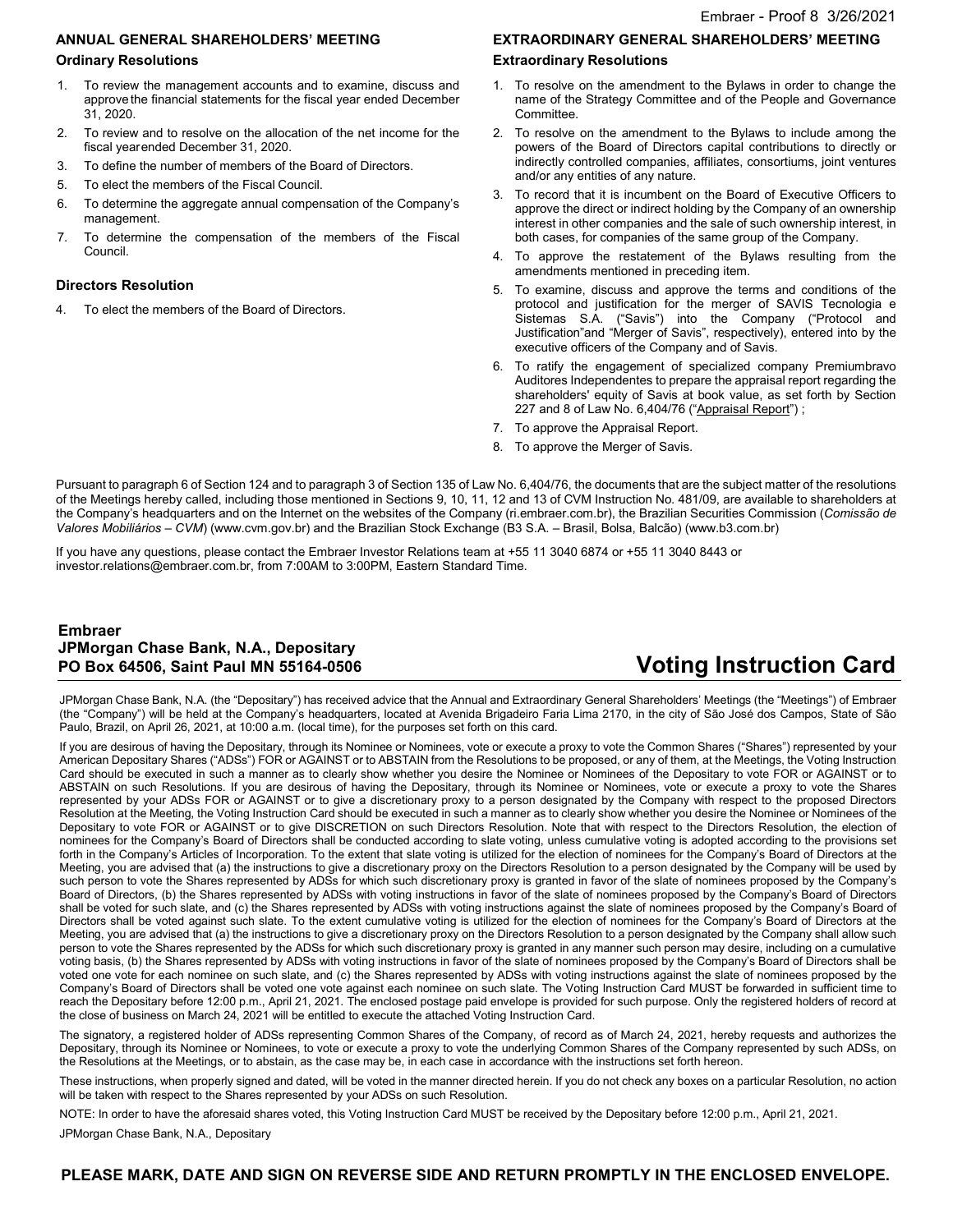## ANNUAL GENERAL SHAREHOLDERS' MEETING

### Ordinary Resolutions

1. To review the management accounts and to examine, discuss and approve the financial statements for the fiscal year ended December 31, 2020.
2. To review and to resolve on the allocation of the net income for the fiscal year ended December 31, 2020.
3. To define the number of members of the Board of Directors.
5. To elect the members of the Fiscal Council.
6. To determine the aggregate annual compensation of the Company's management.
7. To determine the compensation of the members of the Fiscal Council.

### Directors Resolution

4. To elect the members of the Board of Directors.

## EXTRAORDINARY GENERAL SHAREHOLDERS' MEETING

### Extraordinary Resolutions

1. To resolve on the amendment to the Bylaws in order to change the name of the Strategy Committee and of the People and Governance Committee.
2. To resolve on the amendment to the Bylaws to include among the powers of the Board of Directors capital contributions to directly or indirectly controlled companies, affiliates, consortiums, joint ventures and/or any entities of any nature.
3. To record that it is incumbent on the Board of Executive Officers to approve the direct or indirect holding by the Company of an ownership interest in other companies and the sale of such ownership interest, in both cases, for companies of the same group of the Company.
4. To approve the restatement of the Bylaws resulting from the amendments mentioned in preceding item.
5. To examine, discuss and approve the terms and conditions of the protocol and justification for the merger of SAVIS Tecnologia e Sistemas S.A. ("Savis") into the Company ("Protocol and Justification"and "Merger of Savis", respectively), entered into by the executive officers of the Company and of Savis.
6. To ratify the engagement of specialized company Premiumbravo Auditores Independentes to prepare the appraisal report regarding the shareholders' equity of Savis at book value, as set forth by Section 227 and 8 of Law No. 6,404/76 ("Appraisal Report") ;
7. To approve the Appraisal Report.
8. To approve the Merger of Savis.

Pursuant to paragraph 6 of Section 124 and to paragraph 3 of Section 135 of Law No. 6,404/76, the documents that are the subject matter of the resolutions of the Meetings hereby called, including those mentioned in Sections 9, 10, 11, 12 and 13 of CVM Instruction No. 481/09, are available to shareholders at the Company's headquarters and on the Internet on the websites of the Company (ri.embraer.com.br), the Brazilian Securities Commission (*Comissão de Valores Mobiliários – CVM*) (www.cvm.gov.br) and the Brazilian Stock Exchange (B3 S.A. – Brasil, Bolsa, Balcão) (www.b3.com.br)

If you have any questions, please contact the Embraer Investor Relations team at +55 11 3040 6874 or +55 11 3040 8443 or investor.relations@embraer.com.br, from 7:00AM to 3:00PM, Eastern Standard Time.

**Embraer**
**JPMorgan Chase Bank, N.A., Depositary**
**PO Box 64506, Saint Paul MN 55164-0506**

# Voting Instruction Card

JPMorgan Chase Bank, N.A. (the "Depositary") has received advice that the Annual and Extraordinary General Shareholders' Meetings (the "Meetings") of Embraer (the "Company") will be held at the Company's headquarters, located at Avenida Brigadeiro Faria Lima 2170, in the city of São José dos Campos, State of São Paulo, Brazil, on April 26, 2021, at 10:00 a.m. (local time), for the purposes set forth on this card.

If you are desirous of having the Depositary, through its Nominee or Nominees, vote or execute a proxy to vote the Common Shares ("Shares") represented by your American Depositary Shares ("ADSs") FOR or AGAINST or to ABSTAIN from the Resolutions to be proposed, or any of them, at the Meetings, the Voting Instruction Card should be executed in such a manner as to clearly show whether you desire the Nominee or Nominees of the Depositary to vote FOR or AGAINST or to ABSTAIN on such Resolutions. If you are desirous of having the Depositary, through its Nominee or Nominees, vote or execute a proxy to vote the Shares represented by your ADSs FOR or AGAINST or to give a discretionary proxy to a person designated by the Company with respect to the proposed Directors Resolution at the Meeting, the Voting Instruction Card should be executed in such a manner as to clearly show whether you desire the Nominee or Nominees of the Depositary to vote FOR or AGAINST or to give DISCRETION on such Directors Resolution. Note that with respect to the Directors Resolution, the election of nominees for the Company's Board of Directors shall be conducted according to slate voting, unless cumulative voting is adopted according to the provisions set forth in the Company's Articles of Incorporation. To the extent that slate voting is utilized for the election of nominees for the Company's Board of Directors at the Meeting, you are advised that (a) the instructions to give a discretionary proxy on the Directors Resolution to a person designated by the Company will be used by such person to vote the Shares represented by ADSs for which such discretionary proxy is granted in favor of the slate of nominees proposed by the Company's Board of Directors, (b) the Shares represented by ADSs with voting instructions in favor of the slate of nominees proposed by the Company's Board of Directors shall be voted for such slate, and (c) the Shares represented by ADSs with voting instructions against the slate of nominees proposed by the Company's Board of Directors shall be voted against such slate. To the extent cumulative voting is utilized for the election of nominees for the Company's Board of Directors at the Meeting, you are advised that (a) the instructions to give a discretionary proxy on the Directors Resolution to a person designated by the Company shall allow such person to vote the Shares represented by the ADSs for which such discretionary proxy is granted in any manner such person may desire, including on a cumulative voting basis, (b) the Shares represented by ADSs with voting instructions in favor of the slate of nominees proposed by the Company's Board of Directors shall be voted one vote for each nominee on such slate, and (c) the Shares represented by ADSs with voting instructions against the slate of nominees proposed by the Company's Board of Directors shall be voted one vote against each nominee on such slate. The Voting Instruction Card MUST be forwarded in sufficient time to reach the Depositary before 12:00 p.m., April 21, 2021. The enclosed postage paid envelope is provided for such purpose. Only the registered holders of record at the close of business on March 24, 2021 will be entitled to execute the attached Voting Instruction Card.

The signatory, a registered holder of ADSs representing Common Shares of the Company, of record as of March 24, 2021, hereby requests and authorizes the Depositary, through its Nominee or Nominees, to vote or execute a proxy to vote the underlying Common Shares of the Company represented by such ADSs, on the Resolutions at the Meetings, or to abstain, as the case may be, in each case in accordance with the instructions set forth hereon.

These instructions, when properly signed and dated, will be voted in the manner directed herein. If you do not check any boxes on a particular Resolution, no action will be taken with respect to the Shares represented by your ADSs on such Resolution.

NOTE: In order to have the aforesaid shares voted, this Voting Instruction Card MUST be received by the Depositary before 12:00 p.m., April 21, 2021.

JPMorgan Chase Bank, N.A., Depositary

**PLEASE MARK, DATE AND SIGN ON REVERSE SIDE AND RETURN PROMPTLY IN THE ENCLOSED ENVELOPE.**